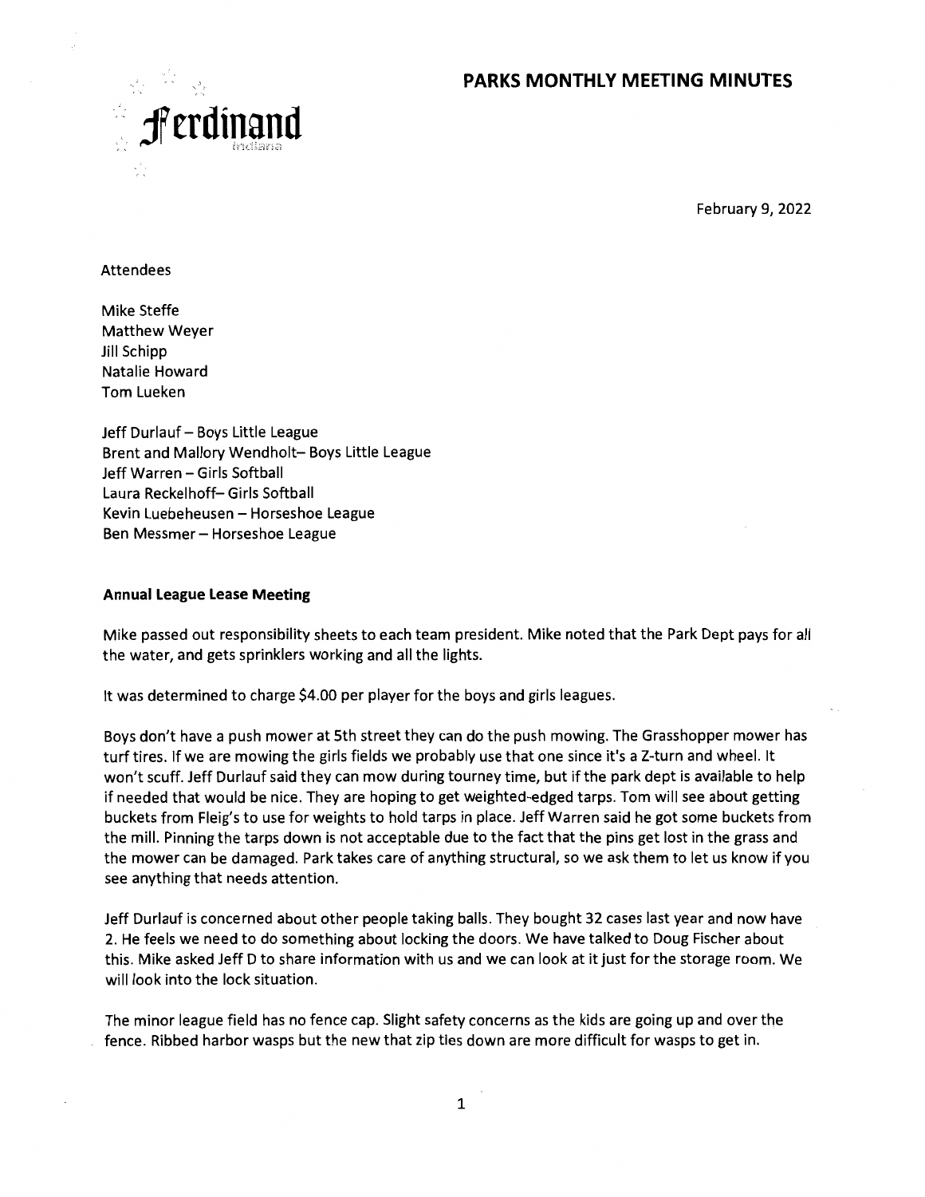# PARKS MONTHLY MEETING MINUTES

Ferdinand
Indiana

February 9, 2022

Attendees

Mike Steffe
Matthew Weyer
Jill Schipp
Natalie Howard
Tom Lueken

Jeff Durlauf – Boys Little League
Brent and Mallory Wendholt– Boys Little League
Jeff Warren – Girls Softball
Laura Reckelhoff– Girls Softball
Kevin Luebeheusen – Horseshoe League
Ben Messmer – Horseshoe League

**Annual League Lease Meeting**

Mike passed out responsibility sheets to each team president. Mike noted that the Park Dept pays for all the water, and gets sprinklers working and all the lights.

It was determined to charge $4.00 per player for the boys and girls leagues.

Boys don't have a push mower at 5th street they can do the push mowing. The Grasshopper mower has turf tires. If we are mowing the girls fields we probably use that one since it's a Z-turn and wheel. It won't scuff. Jeff Durlauf said they can mow during tourney time, but if the park dept is available to help if needed that would be nice. They are hoping to get weighted-edged tarps. Tom will see about getting buckets from Fleig's to use for weights to hold tarps in place. Jeff Warren said he got some buckets from the mill. Pinning the tarps down is not acceptable due to the fact that the pins get lost in the grass and the mower can be damaged. Park takes care of anything structural, so we ask them to let us know if you see anything that needs attention.

Jeff Durlauf is concerned about other people taking balls. They bought 32 cases last year and now have 2. He feels we need to do something about locking the doors. We have talked to Doug Fischer about this. Mike asked Jeff D to share information with us and we can look at it just for the storage room. We will look into the lock situation.

The minor league field has no fence cap. Slight safety concerns as the kids are going up and over the fence. Ribbed harbor wasps but the new that zip ties down are more difficult for wasps to get in.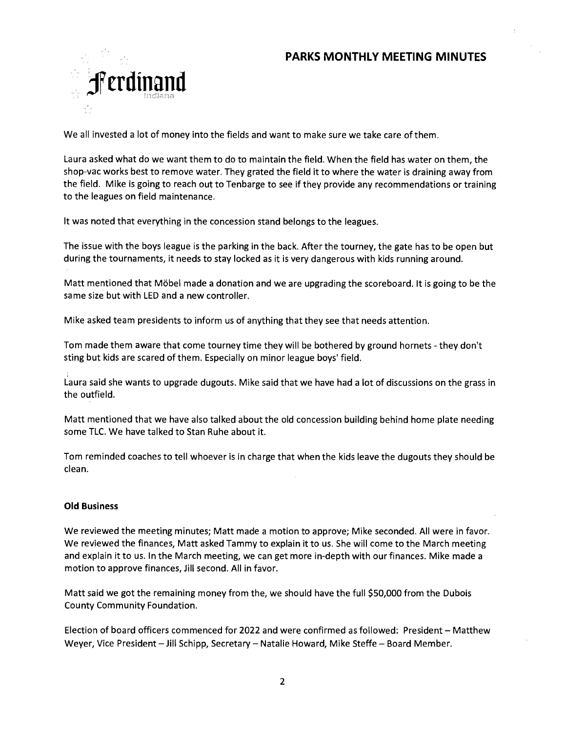We all invested a lot of money into the fields and want to make sure we take care of them.

Laura asked what do we want them to do to maintain the field. When the field has water on them, the shop-vac works best to remove water. They grated the field it to where the water is draining away from the field. Mike is going to reach out to Tenbarge to see if they provide any recommendations or training to the leagues on field maintenance.

It was noted that everything in the concession stand belongs to the leagues.

The issue with the boys league is the parking in the back. After the tourney, the gate has to be open but during the tournaments, it needs to stay locked as it is very dangerous with kids running around.

Matt mentioned that Möbel made a donation and we are upgrading the scoreboard. It is going to be the same size but with LED and a new controller.

Mike asked team presidents to inform us of anything that they see that needs attention.

Tom made them aware that come tourney time they will be bothered by ground hornets - they don't sting but kids are scared of them. Especially on minor league boys' field.

Laura said she wants to upgrade dugouts. Mike said that we have had a lot of discussions on the grass in the outfield.

Matt mentioned that we have also talked about the old concession building behind home plate needing some TLC. We have talked to Stan Ruhe about it.

Tom reminded coaches to tell whoever is in charge that when the kids leave the dugouts they should be clean.

**Old Business**

We reviewed the meeting minutes; Matt made a motion to approve; Mike seconded. All were in favor. We reviewed the finances, Matt asked Tammy to explain it to us. She will come to the March meeting and explain it to us. In the March meeting, we can get more in-depth with our finances. Mike made a motion to approve finances, Jill second. All in favor.

Matt said we got the remaining money from the, we should have the full $50,000 from the Dubois County Community Foundation.

Election of board officers commenced for 2022 and were confirmed as followed: President – Matthew Weyer, Vice President – Jill Schipp, Secretary – Natalie Howard, Mike Steffe – Board Member.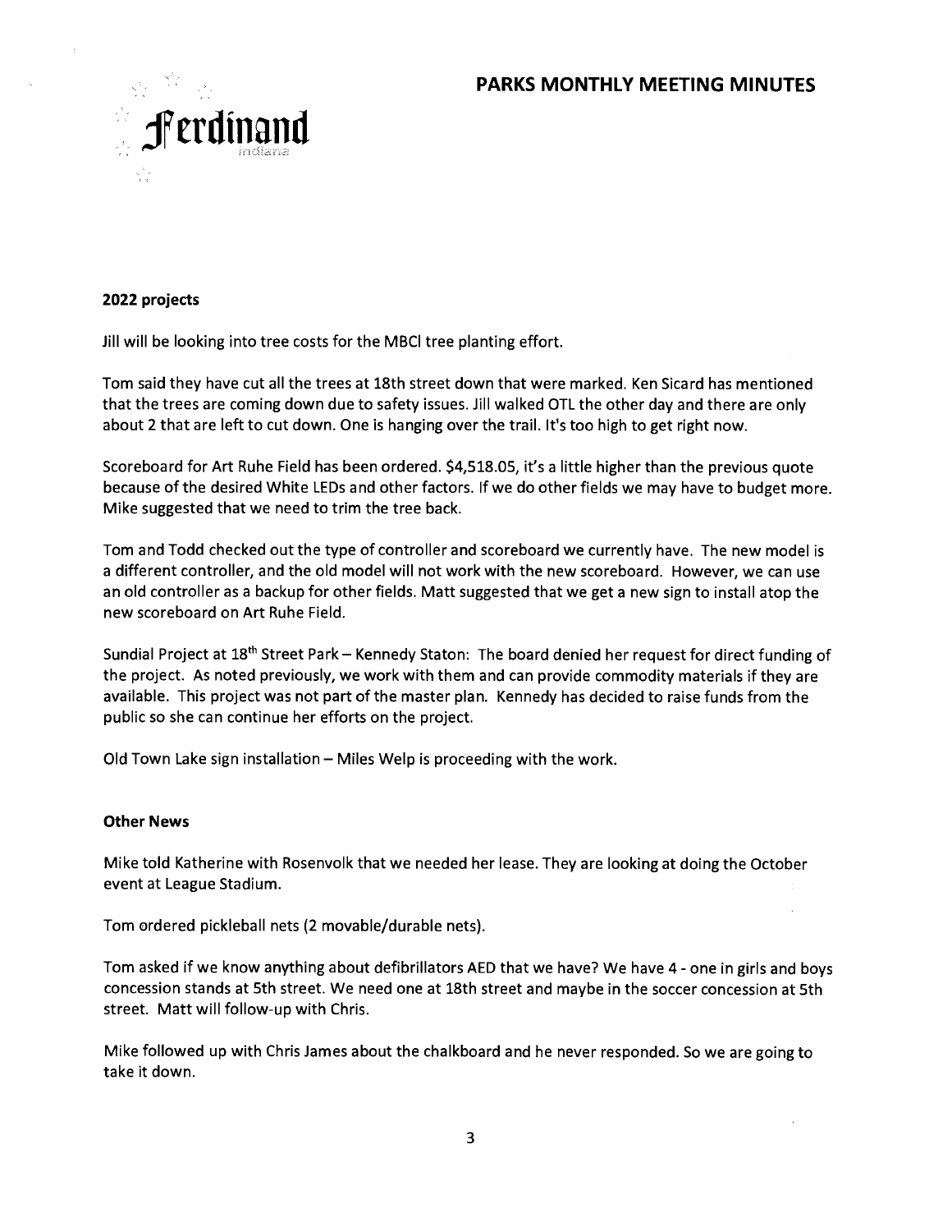# PARKS MONTHLY MEETING MINUTES

Ferdinand
indiana

**2022 projects**

Jill will be looking into tree costs for the MBCI tree planting effort.

Tom said they have cut all the trees at 18th street down that were marked. Ken Sicard has mentioned that the trees are coming down due to safety issues. Jill walked OTL the other day and there are only about 2 that are left to cut down. One is hanging over the trail. It's too high to get right now.

Scoreboard for Art Ruhe Field has been ordered. $4,518.05, it's a little higher than the previous quote because of the desired White LEDs and other factors. If we do other fields we may have to budget more. Mike suggested that we need to trim the tree back.

Tom and Todd checked out the type of controller and scoreboard we currently have. The new model is a different controller, and the old model will not work with the new scoreboard. However, we can use an old controller as a backup for other fields. Matt suggested that we get a new sign to install atop the new scoreboard on Art Ruhe Field.

Sundial Project at 18th Street Park – Kennedy Staton: The board denied her request for direct funding of the project. As noted previously, we work with them and can provide commodity materials if they are available. This project was not part of the master plan. Kennedy has decided to raise funds from the public so she can continue her efforts on the project.

Old Town Lake sign installation – Miles Welp is proceeding with the work.

**Other News**

Mike told Katherine with Rosenvolk that we needed her lease. They are looking at doing the October event at League Stadium.

Tom ordered pickleball nets (2 movable/durable nets).

Tom asked if we know anything about defibrillators AED that we have? We have 4 - one in girls and boys concession stands at 5th street. We need one at 18th street and maybe in the soccer concession at 5th street. Matt will follow-up with Chris.

Mike followed up with Chris James about the chalkboard and he never responded. So we are going to take it down.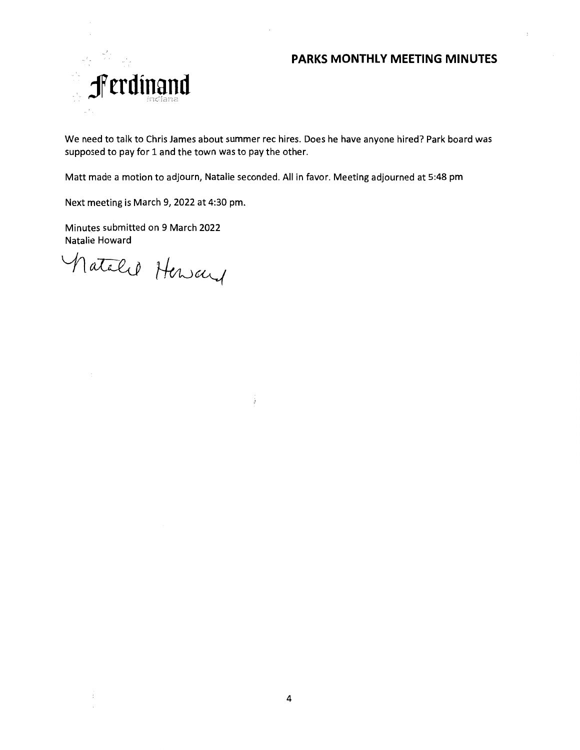**PARKS MONTHLY MEETING MINUTES**

We need to talk to Chris James about summer rec hires. Does he have anyone hired? Park board was supposed to pay for 1 and the town was to pay the other.

Matt made a motion to adjourn, Natalie seconded. All in favor. Meeting adjourned at 5:48 pm

Next meeting is March 9, 2022 at 4:30 pm.

Minutes submitted on 9 March 2022
Natalie Howard

Natalie Howard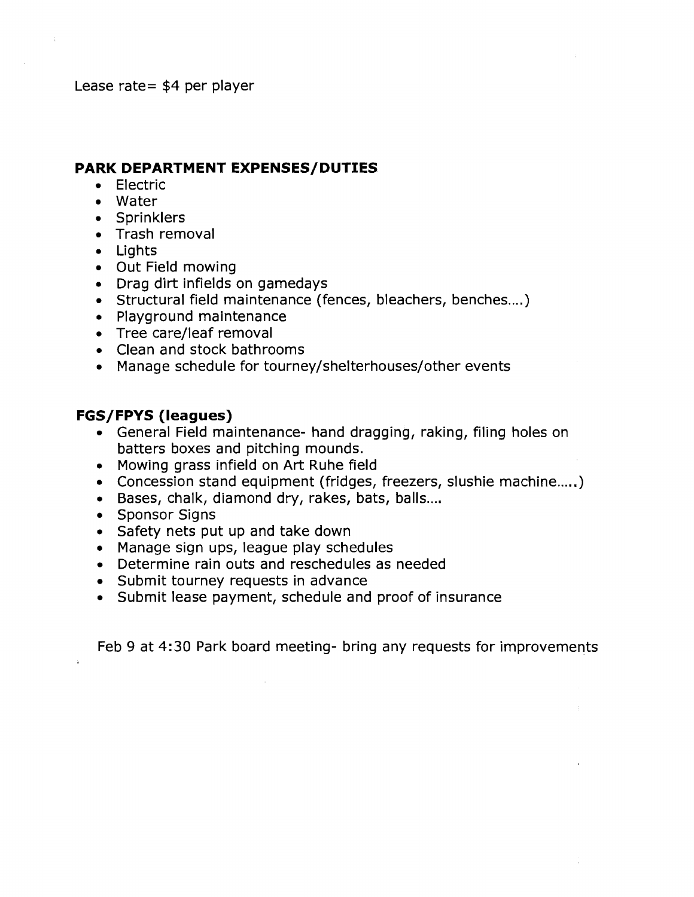Lease rate= $4 per player

**PARK DEPARTMENT EXPENSES/DUTIES**

- Electric
- Water
- Sprinklers
- Trash removal
- Lights
- Out Field mowing
- Drag dirt infields on gamedays
- Structural field maintenance (fences, bleachers, benches....)
- Playground maintenance
- Tree care/leaf removal
- Clean and stock bathrooms
- Manage schedule for tourney/shelterhouses/other events

**FGS/FPYS (leagues)**

- General Field maintenance- hand dragging, raking, filing holes on batters boxes and pitching mounds.
- Mowing grass infield on Art Ruhe field
- Concession stand equipment (fridges, freezers, slushie machine.....)
- Bases, chalk, diamond dry, rakes, bats, balls....
- Sponsor Signs
- Safety nets put up and take down
- Manage sign ups, league play schedules
- Determine rain outs and reschedules as needed
- Submit tourney requests in advance
- Submit lease payment, schedule and proof of insurance

Feb 9 at 4:30 Park board meeting- bring any requests for improvements